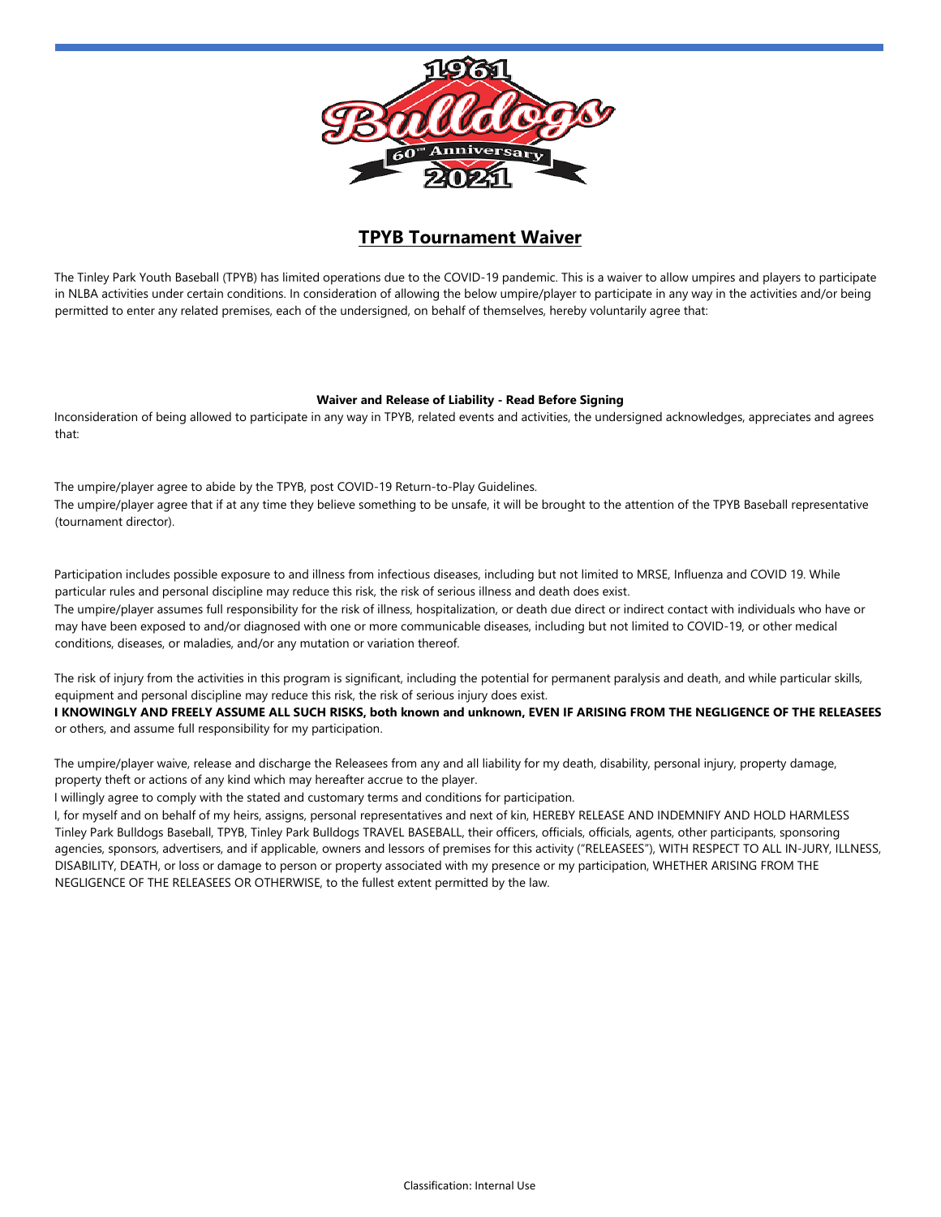# TPYB Tournament Waiver

The Tinley Park Youth Baseball (TPYB) has limited operations due to the COVID-19 pandemic. This is a waiver to allow umpires and players to participate in NLBA activities under certain conditions. In consideration of allowing the below umpire/player to participate in any way in the activities and/or being permitted to enter any related premises, each of the undersigned, on behalf of themselves, hereby voluntarily agree that:

**Waiver and Release of Liability - Read Before Signing**

Inconsideration of being allowed to participate in any way in TPYB, related events and activities, the undersigned acknowledges, appreciates and agrees that:

The umpire/player agree to abide by the TPYB, post COVID-19 Return-to-Play Guidelines.
The umpire/player agree that if at any time they believe something to be unsafe, it will be brought to the attention of the TPYB Baseball representative (tournament director).

Participation includes possible exposure to and illness from infectious diseases, including but not limited to MRSE, Influenza and COVID 19. While particular rules and personal discipline may reduce this risk, the risk of serious illness and death does exist.
The umpire/player assumes full responsibility for the risk of illness, hospitalization, or death due direct or indirect contact with individuals who have or may have been exposed to and/or diagnosed with one or more communicable diseases, including but not limited to COVID-19, or other medical conditions, diseases, or maladies, and/or any mutation or variation thereof.

The risk of injury from the activities in this program is significant, including the potential for permanent paralysis and death, and while particular skills, equipment and personal discipline may reduce this risk, the risk of serious injury does exist.
**I KNOWINGLY AND FREELY ASSUME ALL SUCH RISKS, both known and unknown, EVEN IF ARISING FROM THE NEGLIGENCE OF THE RELEASEES** or others, and assume full responsibility for my participation.

The umpire/player waive, release and discharge the Releasees from any and all liability for my death, disability, personal injury, property damage, property theft or actions of any kind which may hereafter accrue to the player.
I willingly agree to comply with the stated and customary terms and conditions for participation.
I, for myself and on behalf of my heirs, assigns, personal representatives and next of kin, HEREBY RELEASE AND INDEMNIFY AND HOLD HARMLESS Tinley Park Bulldogs Baseball, TPYB, Tinley Park Bulldogs TRAVEL BASEBALL, their officers, officials, officials, agents, other participants, sponsoring agencies, sponsors, advertisers, and if applicable, owners and lessors of premises for this activity ("RELEASEES"), WITH RESPECT TO ALL IN-JURY, ILLNESS, DISABILITY, DEATH, or loss or damage to person or property associated with my presence or my participation, WHETHER ARISING FROM THE NEGLIGENCE OF THE RELEASEES OR OTHERWISE, to the fullest extent permitted by the law.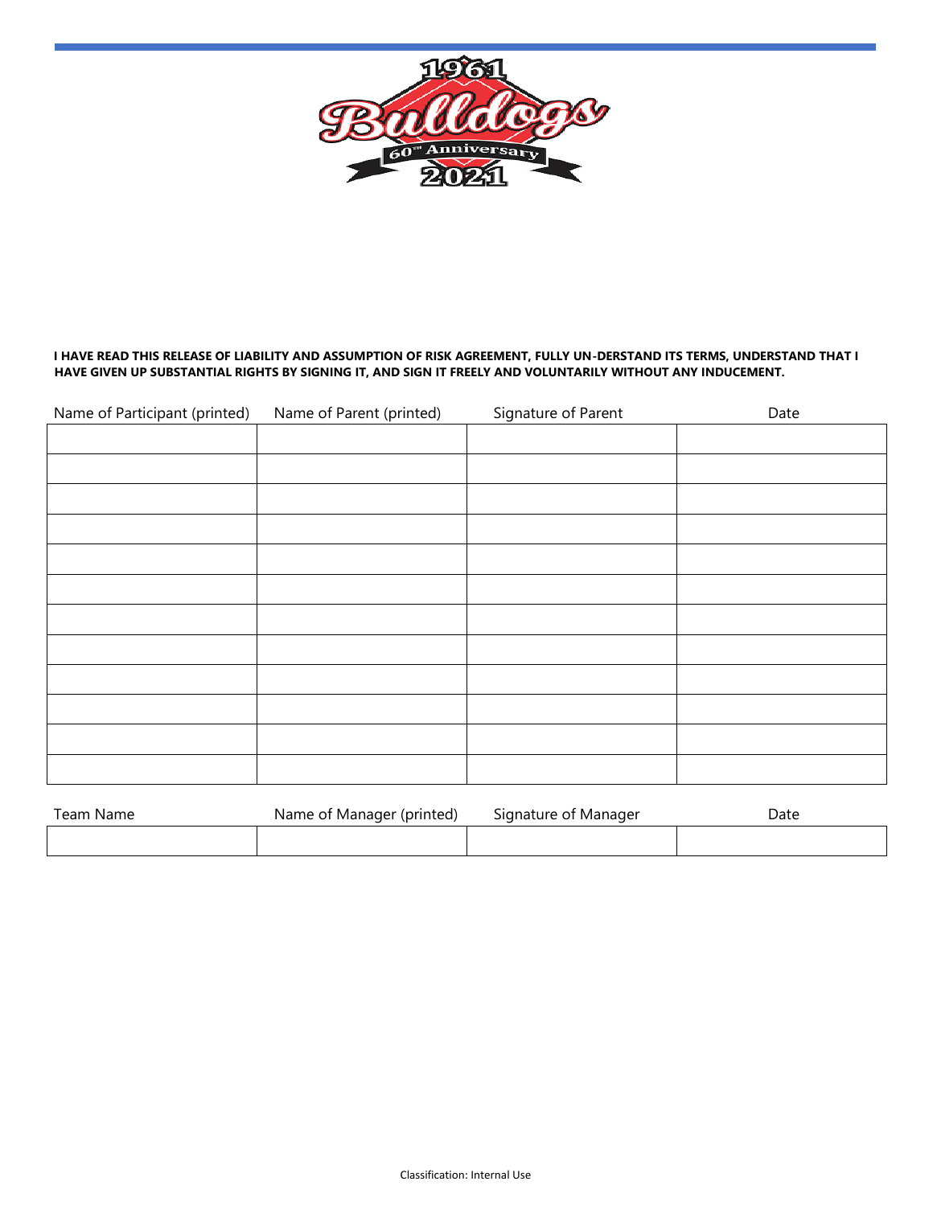**I HAVE READ THIS RELEASE OF LIABILITY AND ASSUMPTION OF RISK AGREEMENT, FULLY UN-DERSTAND ITS TERMS, UNDERSTAND THAT I HAVE GIVEN UP SUBSTANTIAL RIGHTS BY SIGNING IT, AND SIGN IT FREELY AND VOLUNTARILY WITHOUT ANY INDUCEMENT.**

| Name of Participant (printed) | Name of Parent (printed) | Signature of Parent | Date |
|---|---|---|---|
| | | | |
| | | | |
| | | | |
| | | | |
| | | | |
| | | | |
| | | | |
| | | | |
| | | | |
| | | | |
| | | | |
| | | | |

| Team Name | Name of Manager (printed) | Signature of Manager | Date |
|---|---|---|---|
| | | | |

Classification: Internal Use